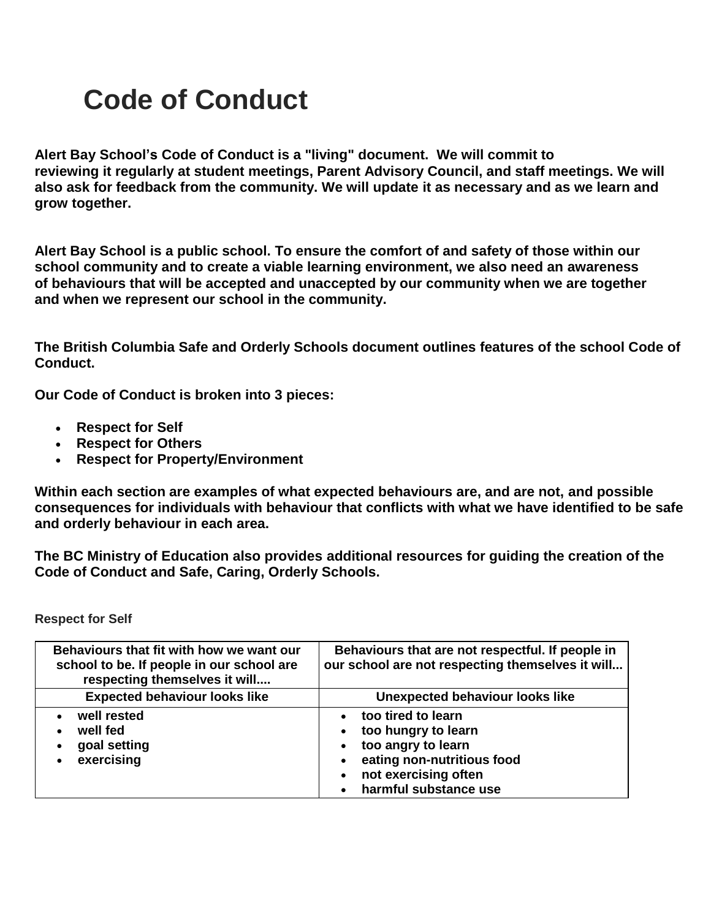# Code of Conduct

**Alert Bay School's Code of Conduct is a "living" document. We will commit to reviewing it regularly at student meetings, Parent Advisory Council, and staff meetings. We will also ask for feedback from the community. We will update it as necessary and as we learn and grow together.**

**Alert Bay School is a public school. To ensure the comfort of and safety of those within our school community and to create a viable learning environment, we also need an awareness of behaviours that will be accepted and unaccepted by our community when we are together and when we represent our school in the community.**

**The British Columbia Safe and Orderly Schools document outlines features of the school Code of Conduct.**

**Our Code of Conduct is broken into 3 pieces:**

- **Respect for Self**
- **Respect for Others**
- **Respect for Property/Environment**

**Within each section are examples of what expected behaviours are, and are not, and possible consequences for individuals with behaviour that conflicts with what we have identified to be safe and orderly behaviour in each area.**

**The BC Ministry of Education also provides additional resources for guiding the creation of the Code of Conduct and Safe, Caring, Orderly Schools.**

**Respect for Self**

| Behaviours that fit with how we want our school to be. If people in our school are respecting themselves it will.... | Behaviours that are not respectful. If people in our school are not respecting themselves it will... |
|---|---|
| **Expected behaviour looks like** | **Unexpected behaviour looks like** |
| • well rested<br>• well fed<br>• goal setting<br>• exercising | • too tired to learn<br>• too hungry to learn<br>• too angry to learn<br>• eating non-nutritious food<br>• not exercising often<br>• harmful substance use |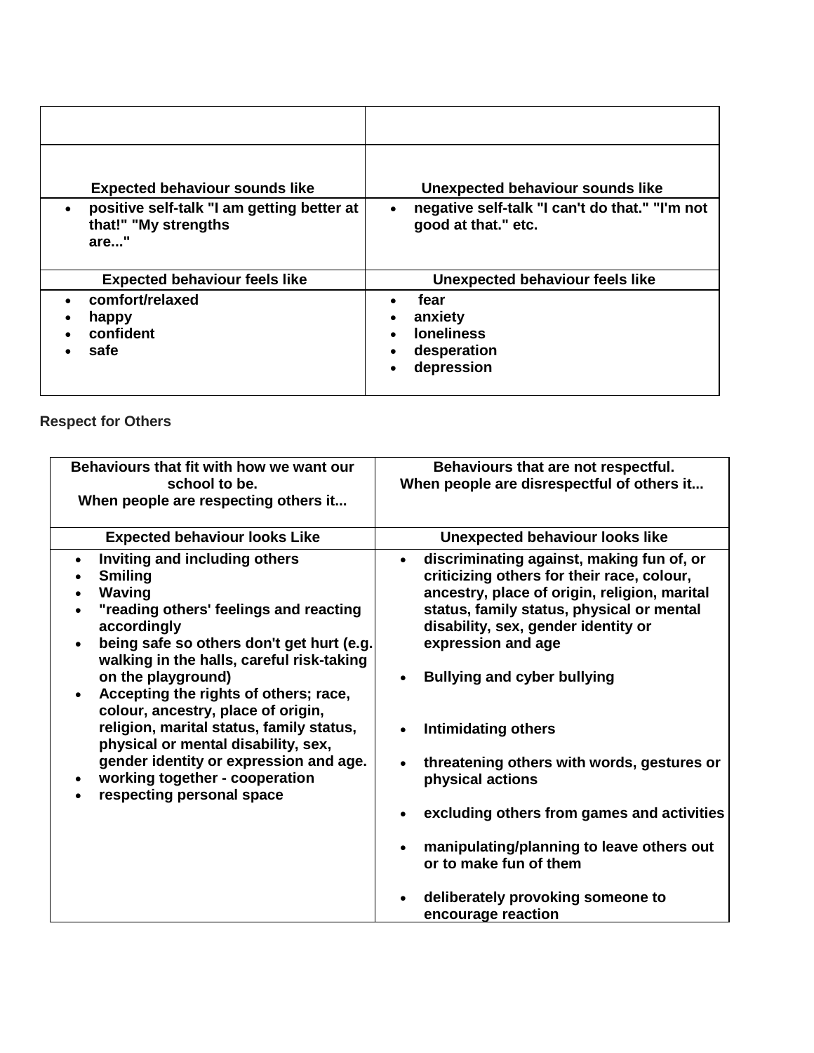| | |
|---|---|
| **Expected behaviour sounds like** | **Unexpected behaviour sounds like** |
| • **positive self-talk "I am getting better at that!" "My strengths are..."** | • **negative self-talk "I can't do that." "I'm not good at that." etc.** |
| **Expected behaviour feels like** | **Unexpected behaviour feels like** |
| • **comfort/relaxed**<br>• **happy**<br>• **confident**<br>• **safe** | • **fear**<br>• **anxiety**<br>• **loneliness**<br>• **desperation**<br>• **depression** |

**Respect for Others**

| **Behaviours that fit with how we want our school to be.**<br>**When people are respecting others it...** | **Behaviours that are not respectful.**<br>**When people are disrespectful of others it...** |
|---|---|
| **Expected behaviour looks Like** | **Unexpected behaviour looks like** |
| • **Inviting and including others**<br>• **Smiling**<br>• **Waving**<br>• **"reading others' feelings and reacting accordingly**<br>• **being safe so others don't get hurt (e.g. walking in the halls, careful risk-taking on the playground)**<br>• **Accepting the rights of others; race, colour, ancestry, place of origin, religion, marital status, family status, physical or mental disability, sex, gender identity or expression and age.**<br>• **working together - cooperation**<br>• **respecting personal space** | • **discriminating against, making fun of, or criticizing others for their race, colour, ancestry, place of origin, religion, marital status, family status, physical or mental disability, sex, gender identity or expression and age**<br>• **Bullying and cyber bullying**<br>• **Intimidating others**<br>• **threatening others with words, gestures or physical actions**<br>• **excluding others from games and activities**<br>• **manipulating/planning to leave others out or to make fun of them**<br>• **deliberately provoking someone to encourage reaction** |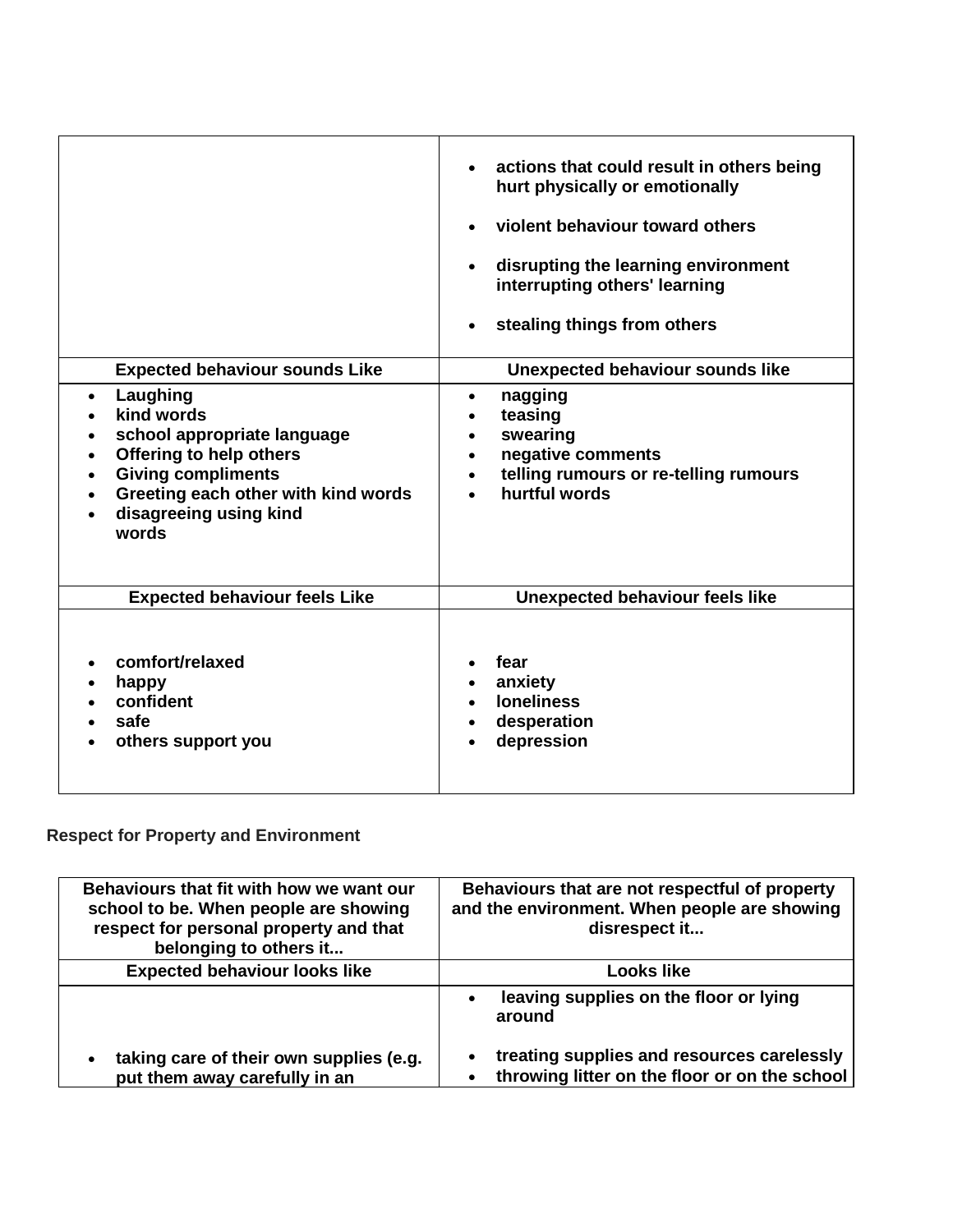| | |
|---|---|
| | • actions that could result in others being hurt physically or emotionally<br>• violent behaviour toward others<br>• disrupting the learning environment interrupting others' learning<br>• stealing things from others |
| **Expected behaviour sounds Like** | **Unexpected behaviour sounds like** |
| • Laughing<br>• kind words<br>• school appropriate language<br>• Offering to help others<br>• Giving compliments<br>• Greeting each other with kind words<br>• disagreeing using kind words | • nagging<br>• teasing<br>• swearing<br>• negative comments<br>• telling rumours or re-telling rumours<br>• hurtful words |
| **Expected behaviour feels Like** | **Unexpected behaviour feels like** |
| • comfort/relaxed<br>• happy<br>• confident<br>• safe<br>• others support you | • fear<br>• anxiety<br>• loneliness<br>• desperation<br>• depression |

**Respect for Property and Environment**

| Behaviours that fit with how we want our school to be. When people are showing respect for personal property and that belonging to others it... | Behaviours that are not respectful of property and the environment. When people are showing disrespect it... |
|---|---|
| **Expected behaviour looks like** | **Looks like** |
| • taking care of their own supplies (e.g. put them away carefully in an | • leaving supplies on the floor or lying around<br>• treating supplies and resources carelessly<br>• throwing litter on the floor or on the school |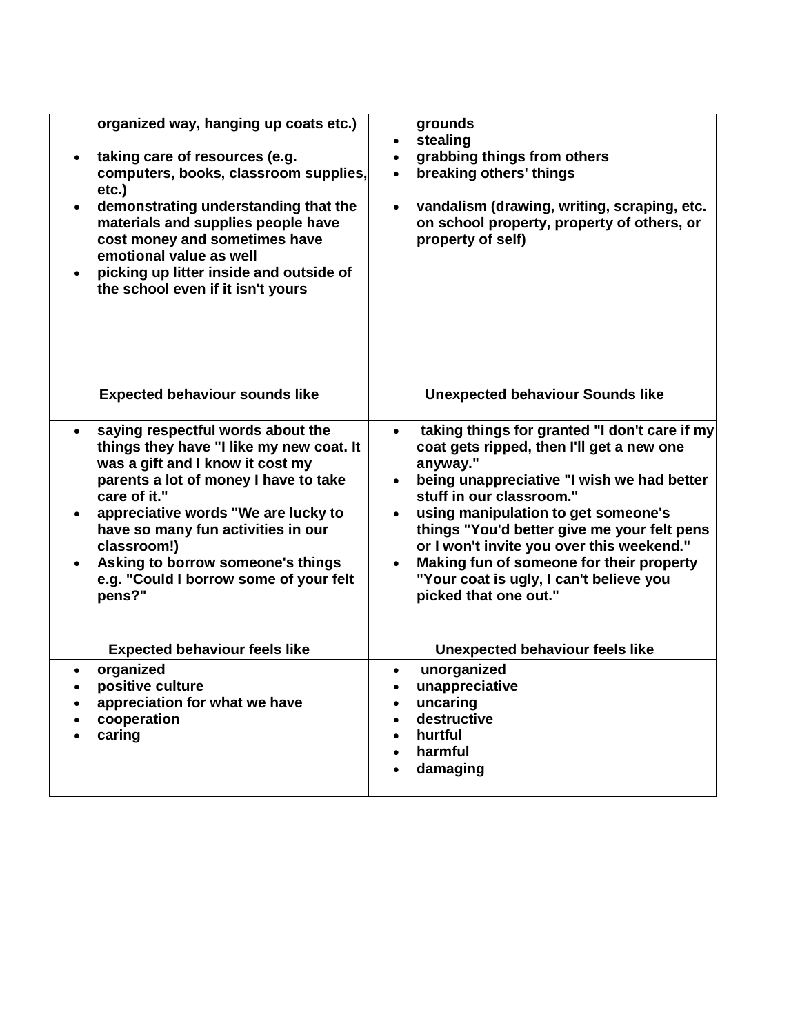| | |
|---|---|
| organized way, hanging up coats etc.)<br><br>• taking care of resources (e.g. computers, books, classroom supplies, etc.)<br>• demonstrating understanding that the materials and supplies people have cost money and sometimes have emotional value as well<br>• picking up litter inside and outside of the school even if it isn't yours | grounds<br>• stealing<br>• grabbing things from others<br>• breaking others' things<br><br>• vandalism (drawing, writing, scraping, etc. on school property, property of others, or property of self) |
| **Expected behaviour sounds like** | **Unexpected behaviour Sounds like** |
| • saying respectful words about the things they have "I like my new coat. It was a gift and I know it cost my parents a lot of money I have to take care of it."<br>• appreciative words "We are lucky to have so many fun activities in our classroom!)<br>• Asking to borrow someone's things e.g. "Could I borrow some of your felt pens?" | • taking things for granted "I don't care if my coat gets ripped, then I'll get a new one anyway."<br>• being unappreciative "I wish we had better stuff in our classroom."<br>• using manipulation to get someone's things "You'd better give me your felt pens or I won't invite you over this weekend."<br>• Making fun of someone for their property "Your coat is ugly, I can't believe you picked that one out." |
| **Expected behaviour feels like** | **Unexpected behaviour feels like** |
| • organized<br>• positive culture<br>• appreciation for what we have<br>• cooperation<br>• caring | • unorganized<br>• unappreciative<br>• uncaring<br>• destructive<br>• hurtful<br>• harmful<br>• damaging |